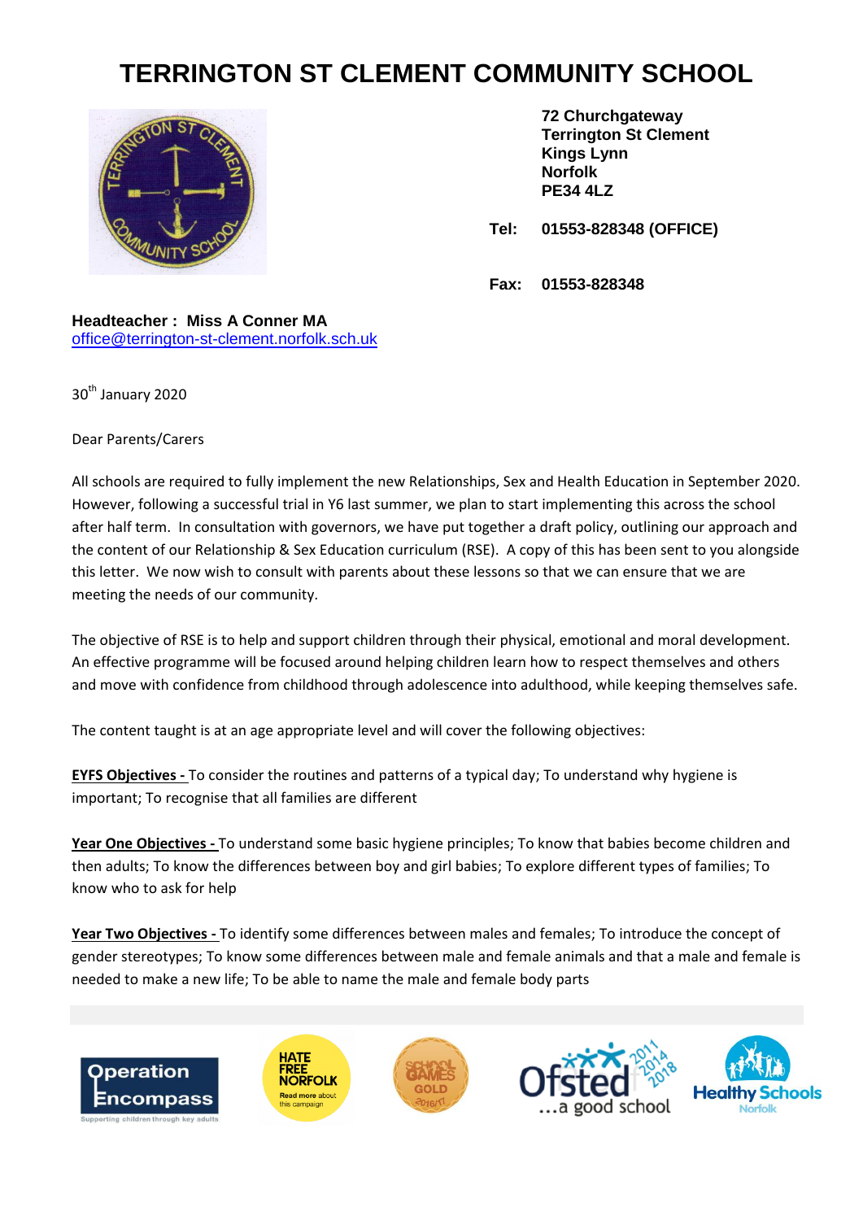# TERRINGTON ST CLEMENT COMMUNITY SCHOOL

**72 Churchgateway**
**Terrington St Clement**
**Kings Lynn**
**Norfolk**
**PE34 4LZ**

**Tel: 01553-828348 (OFFICE)**

**Fax: 01553-828348**

**Headteacher : Miss A Conner MA**
office@terrington-st-clement.norfolk.sch.uk

30th January 2020

Dear Parents/Carers

All schools are required to fully implement the new Relationships, Sex and Health Education in September 2020. However, following a successful trial in Y6 last summer, we plan to start implementing this across the school after half term. In consultation with governors, we have put together a draft policy, outlining our approach and the content of our Relationship & Sex Education curriculum (RSE). A copy of this has been sent to you alongside this letter. We now wish to consult with parents about these lessons so that we can ensure that we are meeting the needs of our community.

The objective of RSE is to help and support children through their physical, emotional and moral development. An effective programme will be focused around helping children learn how to respect themselves and others and move with confidence from childhood through adolescence into adulthood, while keeping themselves safe.

The content taught is at an age appropriate level and will cover the following objectives:

**EYFS Objectives -** To consider the routines and patterns of a typical day; To understand why hygiene is important; To recognise that all families are different

**Year One Objectives -** To understand some basic hygiene principles; To know that babies become children and then adults; To know the differences between boy and girl babies; To explore different types of families; To know who to ask for help

**Year Two Objectives -** To identify some differences between males and females; To introduce the concept of gender stereotypes; To know some differences between male and female animals and that a male and female is needed to make a new life; To be able to name the male and female body parts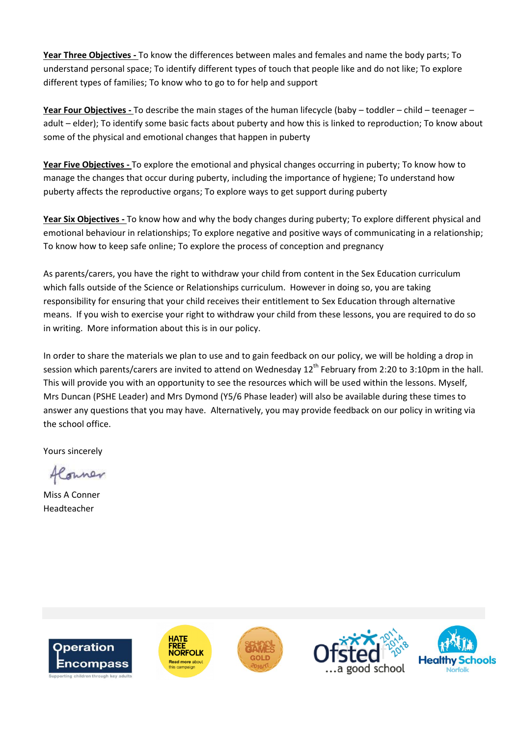**<u>Year Three Objectives -</u>** To know the differences between males and females and name the body parts; To understand personal space; To identify different types of touch that people like and do not like; To explore different types of families; To know who to go to for help and support

**<u>Year Four Objectives -</u>** To describe the main stages of the human lifecycle (baby – toddler – child – teenager – adult – elder); To identify some basic facts about puberty and how this is linked to reproduction; To know about some of the physical and emotional changes that happen in puberty

**<u>Year Five Objectives -</u>** To explore the emotional and physical changes occurring in puberty; To know how to manage the changes that occur during puberty, including the importance of hygiene; To understand how puberty affects the reproductive organs; To explore ways to get support during puberty

**<u>Year Six Objectives -</u>** To know how and why the body changes during puberty; To explore different physical and emotional behaviour in relationships; To explore negative and positive ways of communicating in a relationship; To know how to keep safe online; To explore the process of conception and pregnancy

As parents/carers, you have the right to withdraw your child from content in the Sex Education curriculum which falls outside of the Science or Relationships curriculum. However in doing so, you are taking responsibility for ensuring that your child receives their entitlement to Sex Education through alternative means. If you wish to exercise your right to withdraw your child from these lessons, you are required to do so in writing. More information about this is in our policy.

In order to share the materials we plan to use and to gain feedback on our policy, we will be holding a drop in session which parents/carers are invited to attend on Wednesday 12th February from 2:20 to 3:10pm in the hall. This will provide you with an opportunity to see the resources which will be used within the lessons. Myself, Mrs Duncan (PSHE Leader) and Mrs Dymond (Y5/6 Phase leader) will also be available during these times to answer any questions that you may have. Alternatively, you may provide feedback on our policy in writing via the school office.

Yours sincerely

AConner

Miss A Conner
Headteacher